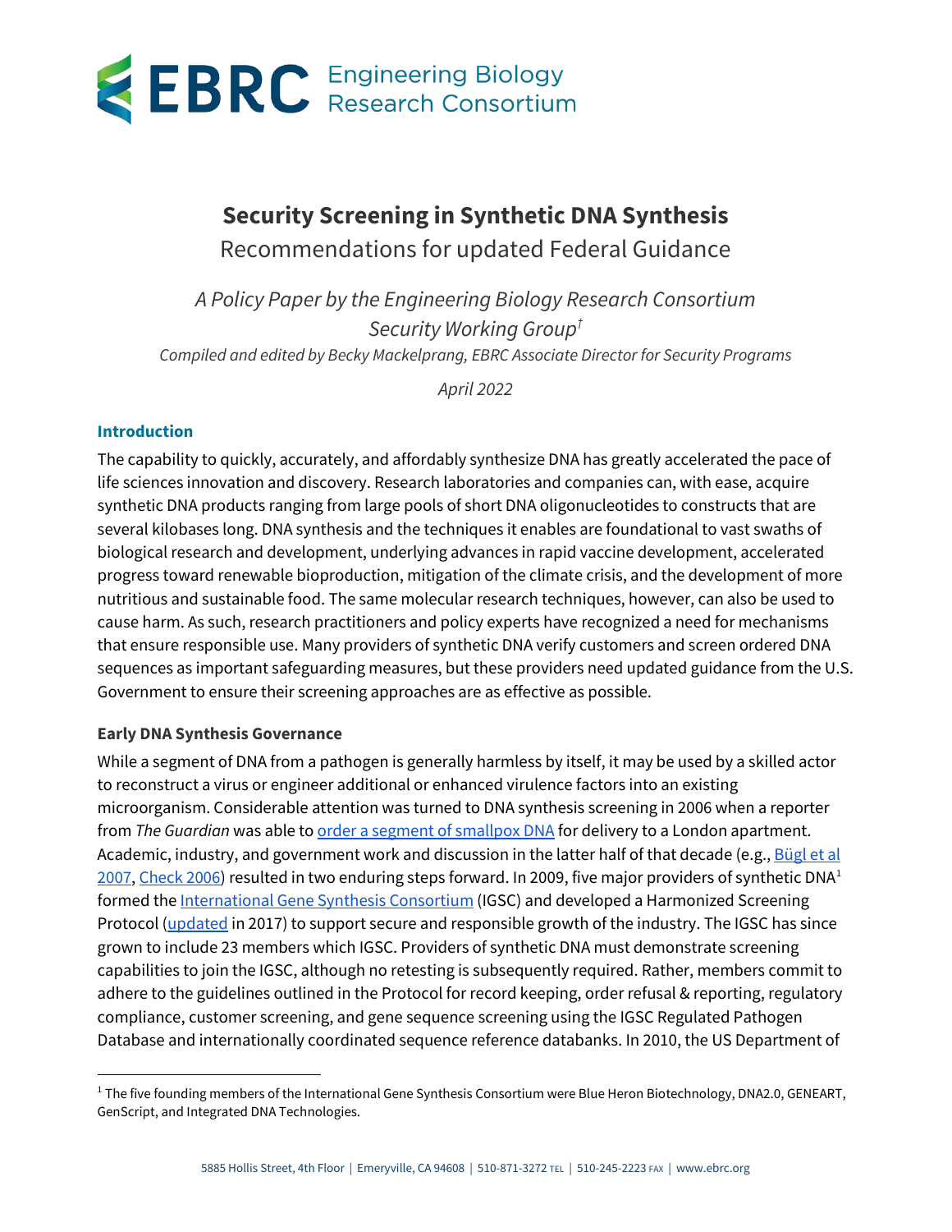EBRC Engineering Biology Research Consortium

# Security Screening in Synthetic DNA Synthesis

Recommendations for updated Federal Guidance

*A Policy Paper by the Engineering Biology Research Consortium Security Working Group†*

*Compiled and edited by Becky Mackelprang, EBRC Associate Director for Security Programs*

*April 2022*

## Introduction

The capability to quickly, accurately, and affordably synthesize DNA has greatly accelerated the pace of life sciences innovation and discovery. Research laboratories and companies can, with ease, acquire synthetic DNA products ranging from large pools of short DNA oligonucleotides to constructs that are several kilobases long. DNA synthesis and the techniques it enables are foundational to vast swaths of biological research and development, underlying advances in rapid vaccine development, accelerated progress toward renewable bioproduction, mitigation of the climate crisis, and the development of more nutritious and sustainable food. The same molecular research techniques, however, can also be used to cause harm. As such, research practitioners and policy experts have recognized a need for mechanisms that ensure responsible use. Many providers of synthetic DNA verify customers and screen ordered DNA sequences as important safeguarding measures, but these providers need updated guidance from the U.S. Government to ensure their screening approaches are as effective as possible.

### Early DNA Synthesis Governance

While a segment of DNA from a pathogen is generally harmless by itself, it may be used by a skilled actor to reconstruct a virus or engineer additional or enhanced virulence factors into an existing microorganism. Considerable attention was turned to DNA synthesis screening in 2006 when a reporter from *The Guardian* was able to order a segment of smallpox DNA for delivery to a London apartment. Academic, industry, and government work and discussion in the latter half of that decade (e.g., Bügl et al 2007, Check 2006) resulted in two enduring steps forward. In 2009, five major providers of synthetic DNA[1] formed the International Gene Synthesis Consortium (IGSC) and developed a Harmonized Screening Protocol (updated in 2017) to support secure and responsible growth of the industry. The IGSC has since grown to include 23 members which IGSC. Providers of synthetic DNA must demonstrate screening capabilities to join the IGSC, although no retesting is subsequently required. Rather, members commit to adhere to the guidelines outlined in the Protocol for record keeping, order refusal & reporting, regulatory compliance, customer screening, and gene sequence screening using the IGSC Regulated Pathogen Database and internationally coordinated sequence reference databanks. In 2010, the US Department of

[1] The five founding members of the International Gene Synthesis Consortium were Blue Heron Biotechnology, DNA2.0, GENEART, GenScript, and Integrated DNA Technologies.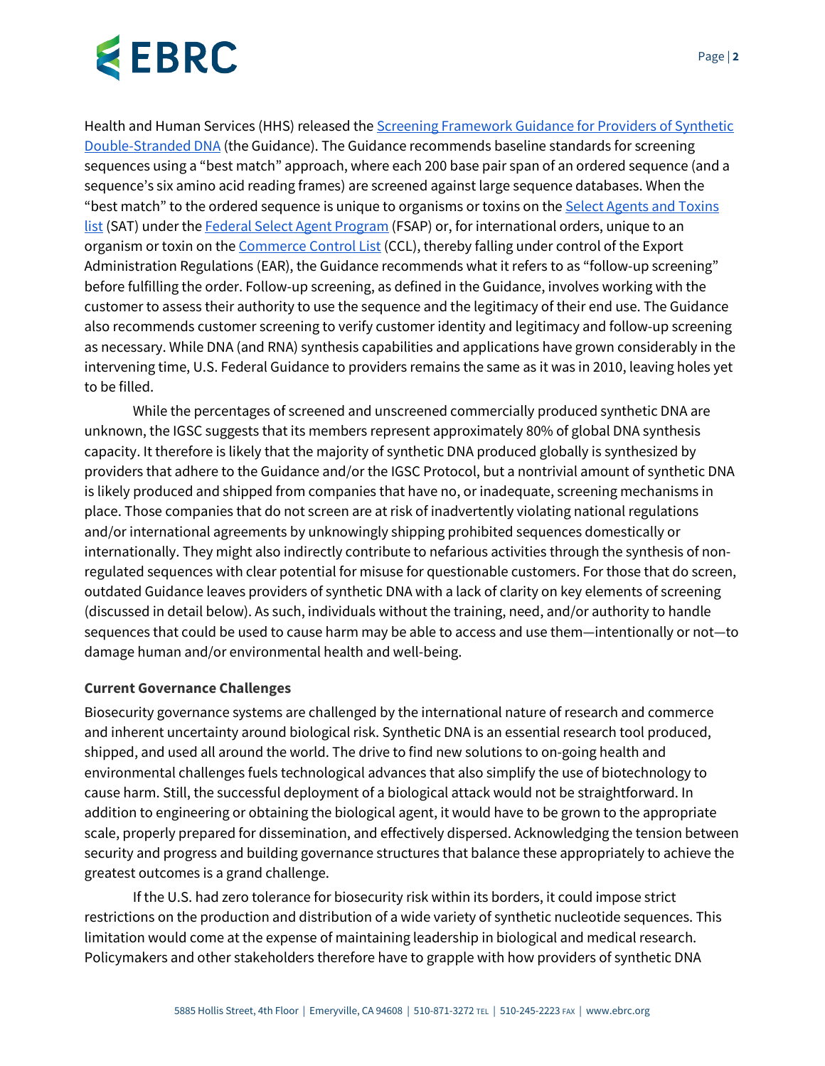Health and Human Services (HHS) released the [Screening Framework Guidance for Providers of Synthetic Double-Stranded DNA](#) (the Guidance). The Guidance recommends baseline standards for screening sequences using a "best match" approach, where each 200 base pair span of an ordered sequence (and a sequence's six amino acid reading frames) are screened against large sequence databases. When the "best match" to the ordered sequence is unique to organisms or toxins on the [Select Agents and Toxins list](#) (SAT) under the [Federal Select Agent Program](#) (FSAP) or, for international orders, unique to an organism or toxin on the [Commerce Control List](#) (CCL), thereby falling under control of the Export Administration Regulations (EAR), the Guidance recommends what it refers to as "follow-up screening" before fulfilling the order. Follow-up screening, as defined in the Guidance, involves working with the customer to assess their authority to use the sequence and the legitimacy of their end use. The Guidance also recommends customer screening to verify customer identity and legitimacy and follow-up screening as necessary. While DNA (and RNA) synthesis capabilities and applications have grown considerably in the intervening time, U.S. Federal Guidance to providers remains the same as it was in 2010, leaving holes yet to be filled.

While the percentages of screened and unscreened commercially produced synthetic DNA are unknown, the IGSC suggests that its members represent approximately 80% of global DNA synthesis capacity. It therefore is likely that the majority of synthetic DNA produced globally is synthesized by providers that adhere to the Guidance and/or the IGSC Protocol, but a nontrivial amount of synthetic DNA is likely produced and shipped from companies that have no, or inadequate, screening mechanisms in place. Those companies that do not screen are at risk of inadvertently violating national regulations and/or international agreements by unknowingly shipping prohibited sequences domestically or internationally. They might also indirectly contribute to nefarious activities through the synthesis of non-regulated sequences with clear potential for misuse for questionable customers. For those that do screen, outdated Guidance leaves providers of synthetic DNA with a lack of clarity on key elements of screening (discussed in detail below). As such, individuals without the training, need, and/or authority to handle sequences that could be used to cause harm may be able to access and use them—intentionally or not—to damage human and/or environmental health and well-being.

### Current Governance Challenges

Biosecurity governance systems are challenged by the international nature of research and commerce and inherent uncertainty around biological risk. Synthetic DNA is an essential research tool produced, shipped, and used all around the world. The drive to find new solutions to on-going health and environmental challenges fuels technological advances that also simplify the use of biotechnology to cause harm. Still, the successful deployment of a biological attack would not be straightforward. In addition to engineering or obtaining the biological agent, it would have to be grown to the appropriate scale, properly prepared for dissemination, and effectively dispersed. Acknowledging the tension between security and progress and building governance structures that balance these appropriately to achieve the greatest outcomes is a grand challenge.

If the U.S. had zero tolerance for biosecurity risk within its borders, it could impose strict restrictions on the production and distribution of a wide variety of synthetic nucleotide sequences. This limitation would come at the expense of maintaining leadership in biological and medical research. Policymakers and other stakeholders therefore have to grapple with how providers of synthetic DNA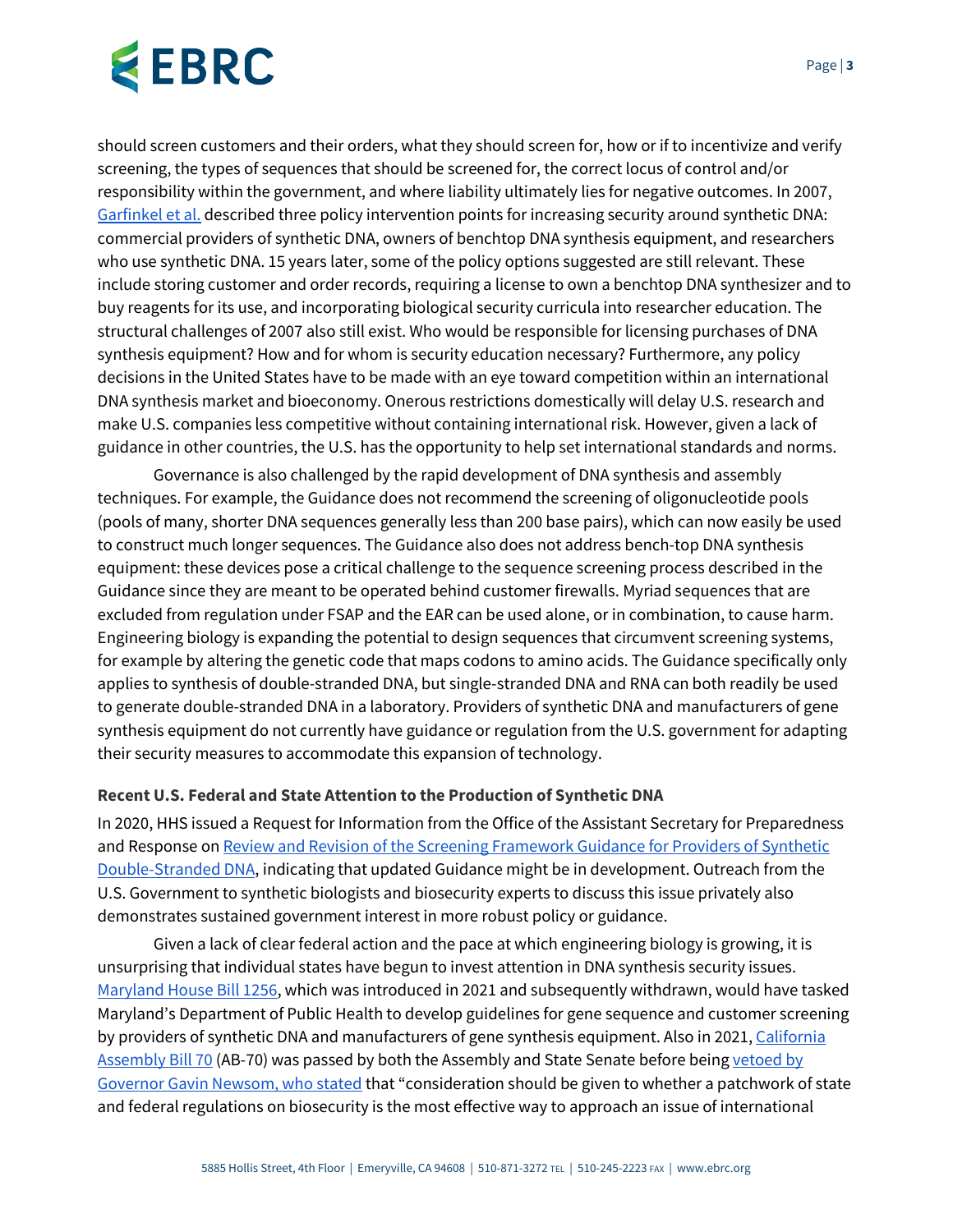should screen customers and their orders, what they should screen for, how or if to incentivize and verify screening, the types of sequences that should be screened for, the correct locus of control and/or responsibility within the government, and where liability ultimately lies for negative outcomes. In 2007, Garfinkel et al. described three policy intervention points for increasing security around synthetic DNA: commercial providers of synthetic DNA, owners of benchtop DNA synthesis equipment, and researchers who use synthetic DNA. 15 years later, some of the policy options suggested are still relevant. These include storing customer and order records, requiring a license to own a benchtop DNA synthesizer and to buy reagents for its use, and incorporating biological security curricula into researcher education. The structural challenges of 2007 also still exist. Who would be responsible for licensing purchases of DNA synthesis equipment? How and for whom is security education necessary? Furthermore, any policy decisions in the United States have to be made with an eye toward competition within an international DNA synthesis market and bioeconomy. Onerous restrictions domestically will delay U.S. research and make U.S. companies less competitive without containing international risk. However, given a lack of guidance in other countries, the U.S. has the opportunity to help set international standards and norms.

Governance is also challenged by the rapid development of DNA synthesis and assembly techniques. For example, the Guidance does not recommend the screening of oligonucleotide pools (pools of many, shorter DNA sequences generally less than 200 base pairs), which can now easily be used to construct much longer sequences. The Guidance also does not address bench-top DNA synthesis equipment: these devices pose a critical challenge to the sequence screening process described in the Guidance since they are meant to be operated behind customer firewalls. Myriad sequences that are excluded from regulation under FSAP and the EAR can be used alone, or in combination, to cause harm. Engineering biology is expanding the potential to design sequences that circumvent screening systems, for example by altering the genetic code that maps codons to amino acids. The Guidance specifically only applies to synthesis of double-stranded DNA, but single-stranded DNA and RNA can both readily be used to generate double-stranded DNA in a laboratory. Providers of synthetic DNA and manufacturers of gene synthesis equipment do not currently have guidance or regulation from the U.S. government for adapting their security measures to accommodate this expansion of technology.

### Recent U.S. Federal and State Attention to the Production of Synthetic DNA

In 2020, HHS issued a Request for Information from the Office of the Assistant Secretary for Preparedness and Response on Review and Revision of the Screening Framework Guidance for Providers of Synthetic Double-Stranded DNA, indicating that updated Guidance might be in development. Outreach from the U.S. Government to synthetic biologists and biosecurity experts to discuss this issue privately also demonstrates sustained government interest in more robust policy or guidance.

Given a lack of clear federal action and the pace at which engineering biology is growing, it is unsurprising that individual states have begun to invest attention in DNA synthesis security issues. Maryland House Bill 1256, which was introduced in 2021 and subsequently withdrawn, would have tasked Maryland's Department of Public Health to develop guidelines for gene sequence and customer screening by providers of synthetic DNA and manufacturers of gene synthesis equipment. Also in 2021, California Assembly Bill 70 (AB-70) was passed by both the Assembly and State Senate before being vetoed by Governor Gavin Newsom, who stated that "consideration should be given to whether a patchwork of state and federal regulations on biosecurity is the most effective way to approach an issue of international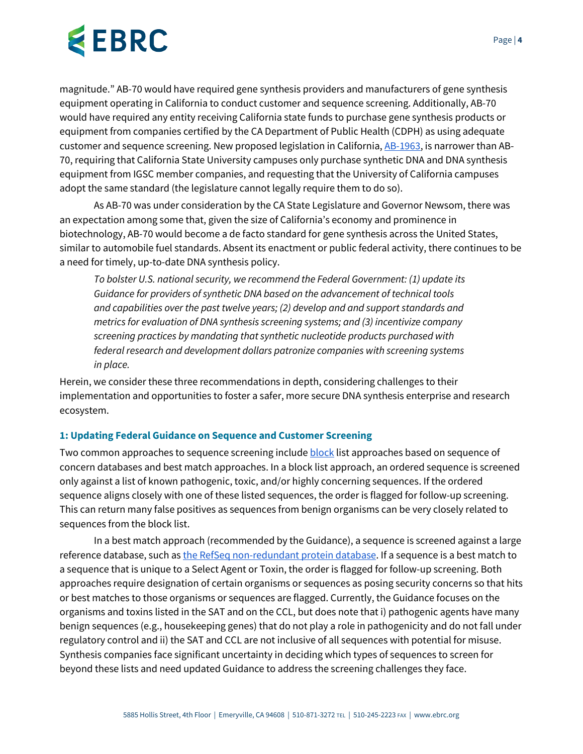magnitude." AB-70 would have required gene synthesis providers and manufacturers of gene synthesis equipment operating in California to conduct customer and sequence screening. Additionally, AB-70 would have required any entity receiving California state funds to purchase gene synthesis products or equipment from companies certified by the CA Department of Public Health (CDPH) as using adequate customer and sequence screening. New proposed legislation in California, AB-1963, is narrower than AB-70, requiring that California State University campuses only purchase synthetic DNA and DNA synthesis equipment from IGSC member companies, and requesting that the University of California campuses adopt the same standard (the legislature cannot legally require them to do so).

As AB-70 was under consideration by the CA State Legislature and Governor Newsom, there was an expectation among some that, given the size of California's economy and prominence in biotechnology, AB-70 would become a de facto standard for gene synthesis across the United States, similar to automobile fuel standards. Absent its enactment or public federal activity, there continues to be a need for timely, up-to-date DNA synthesis policy.

> *To bolster U.S. national security, we recommend the Federal Government: (1) update its Guidance for providers of synthetic DNA based on the advancement of technical tools and capabilities over the past twelve years; (2) develop and and support standards and metrics for evaluation of DNA synthesis screening systems; and (3) incentivize company screening practices by mandating that synthetic nucleotide products purchased with federal research and development dollars patronize companies with screening systems in place.*

Herein, we consider these three recommendations in depth, considering challenges to their implementation and opportunities to foster a safer, more secure DNA synthesis enterprise and research ecosystem.

### 1: Updating Federal Guidance on Sequence and Customer Screening

Two common approaches to sequence screening include block list approaches based on sequence of concern databases and best match approaches. In a block list approach, an ordered sequence is screened only against a list of known pathogenic, toxic, and/or highly concerning sequences. If the ordered sequence aligns closely with one of these listed sequences, the order is flagged for follow-up screening. This can return many false positives as sequences from benign organisms can be very closely related to sequences from the block list.

In a best match approach (recommended by the Guidance), a sequence is screened against a large reference database, such as the RefSeq non-redundant protein database. If a sequence is a best match to a sequence that is unique to a Select Agent or Toxin, the order is flagged for follow-up screening. Both approaches require designation of certain organisms or sequences as posing security concerns so that hits or best matches to those organisms or sequences are flagged. Currently, the Guidance focuses on the organisms and toxins listed in the SAT and on the CCL, but does note that i) pathogenic agents have many benign sequences (e.g., housekeeping genes) that do not play a role in pathogenicity and do not fall under regulatory control and ii) the SAT and CCL are not inclusive of all sequences with potential for misuse. Synthesis companies face significant uncertainty in deciding which types of sequences to screen for beyond these lists and need updated Guidance to address the screening challenges they face.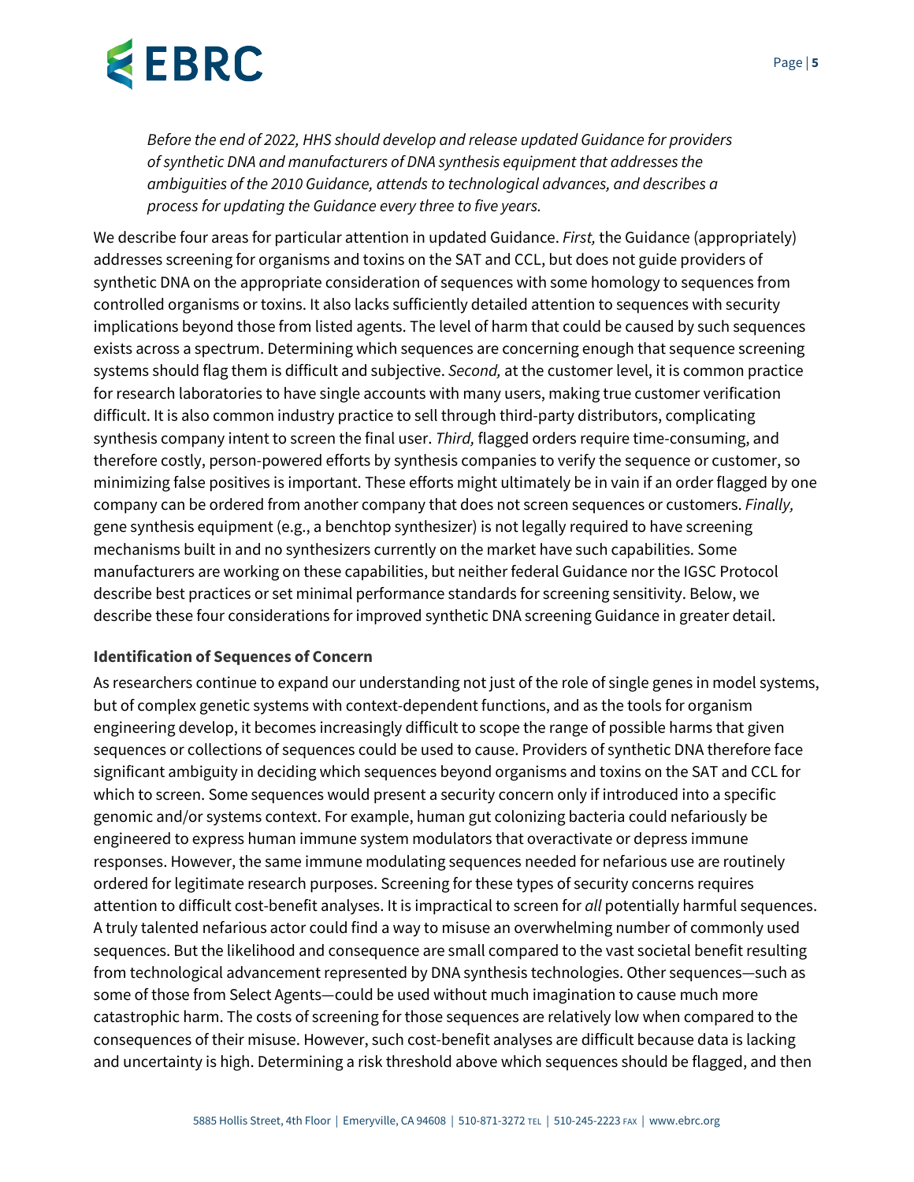*Before the end of 2022, HHS should develop and release updated Guidance for providers of synthetic DNA and manufacturers of DNA synthesis equipment that addresses the ambiguities of the 2010 Guidance, attends to technological advances, and describes a process for updating the Guidance every three to five years.*

We describe four areas for particular attention in updated Guidance. *First,* the Guidance (appropriately) addresses screening for organisms and toxins on the SAT and CCL, but does not guide providers of synthetic DNA on the appropriate consideration of sequences with some homology to sequences from controlled organisms or toxins. It also lacks sufficiently detailed attention to sequences with security implications beyond those from listed agents. The level of harm that could be caused by such sequences exists across a spectrum. Determining which sequences are concerning enough that sequence screening systems should flag them is difficult and subjective. *Second,* at the customer level, it is common practice for research laboratories to have single accounts with many users, making true customer verification difficult. It is also common industry practice to sell through third-party distributors, complicating synthesis company intent to screen the final user. *Third,* flagged orders require time-consuming, and therefore costly, person-powered efforts by synthesis companies to verify the sequence or customer, so minimizing false positives is important. These efforts might ultimately be in vain if an order flagged by one company can be ordered from another company that does not screen sequences or customers. *Finally,* gene synthesis equipment (e.g., a benchtop synthesizer) is not legally required to have screening mechanisms built in and no synthesizers currently on the market have such capabilities. Some manufacturers are working on these capabilities, but neither federal Guidance nor the IGSC Protocol describe best practices or set minimal performance standards for screening sensitivity. Below, we describe these four considerations for improved synthetic DNA screening Guidance in greater detail.

### Identification of Sequences of Concern

As researchers continue to expand our understanding not just of the role of single genes in model systems, but of complex genetic systems with context-dependent functions, and as the tools for organism engineering develop, it becomes increasingly difficult to scope the range of possible harms that given sequences or collections of sequences could be used to cause. Providers of synthetic DNA therefore face significant ambiguity in deciding which sequences beyond organisms and toxins on the SAT and CCL for which to screen. Some sequences would present a security concern only if introduced into a specific genomic and/or systems context. For example, human gut colonizing bacteria could nefariously be engineered to express human immune system modulators that overactivate or depress immune responses. However, the same immune modulating sequences needed for nefarious use are routinely ordered for legitimate research purposes. Screening for these types of security concerns requires attention to difficult cost-benefit analyses. It is impractical to screen for *all* potentially harmful sequences. A truly talented nefarious actor could find a way to misuse an overwhelming number of commonly used sequences. But the likelihood and consequence are small compared to the vast societal benefit resulting from technological advancement represented by DNA synthesis technologies. Other sequences—such as some of those from Select Agents—could be used without much imagination to cause much more catastrophic harm. The costs of screening for those sequences are relatively low when compared to the consequences of their misuse. However, such cost-benefit analyses are difficult because data is lacking and uncertainty is high. Determining a risk threshold above which sequences should be flagged, and then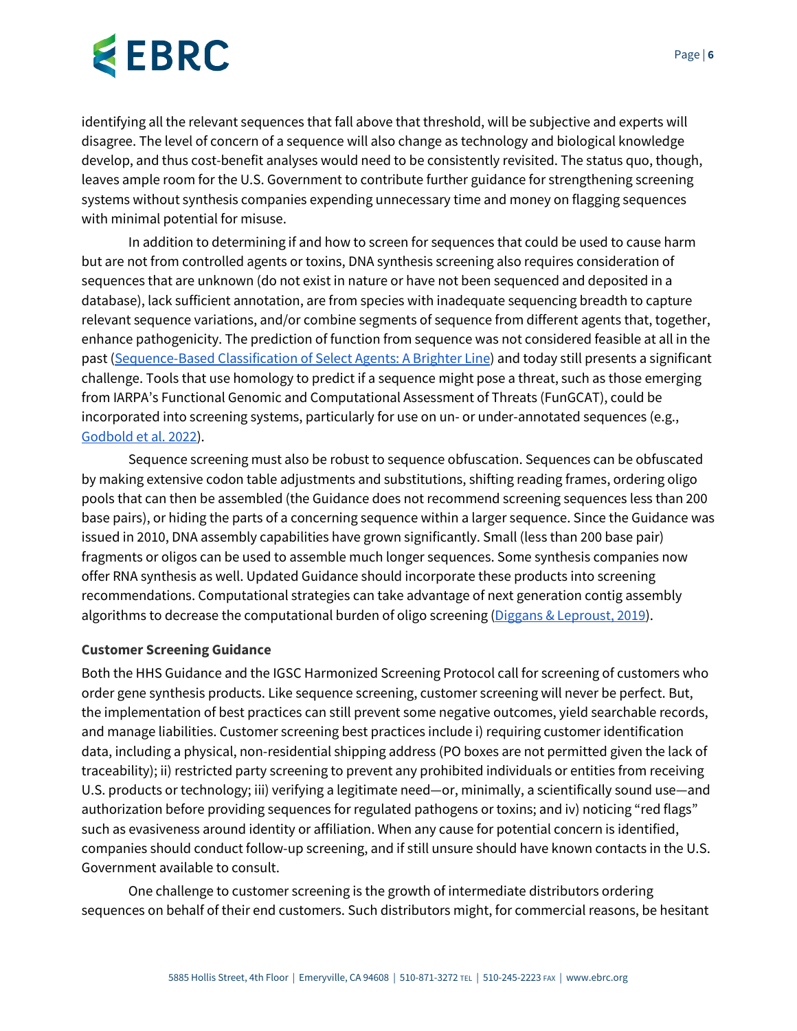identifying all the relevant sequences that fall above that threshold, will be subjective and experts will disagree. The level of concern of a sequence will also change as technology and biological knowledge develop, and thus cost-benefit analyses would need to be consistently revisited. The status quo, though, leaves ample room for the U.S. Government to contribute further guidance for strengthening screening systems without synthesis companies expending unnecessary time and money on flagging sequences with minimal potential for misuse.

In addition to determining if and how to screen for sequences that could be used to cause harm but are not from controlled agents or toxins, DNA synthesis screening also requires consideration of sequences that are unknown (do not exist in nature or have not been sequenced and deposited in a database), lack sufficient annotation, are from species with inadequate sequencing breadth to capture relevant sequence variations, and/or combine segments of sequence from different agents that, together, enhance pathogenicity. The prediction of function from sequence was not considered feasible at all in the past ([Sequence-Based Classification of Select Agents: A Brighter Line]()) and today still presents a significant challenge. Tools that use homology to predict if a sequence might pose a threat, such as those emerging from IARPA's Functional Genomic and Computational Assessment of Threats (FunGCAT), could be incorporated into screening systems, particularly for use on un- or under-annotated sequences (e.g., [Godbold et al. 2022]()).

Sequence screening must also be robust to sequence obfuscation. Sequences can be obfuscated by making extensive codon table adjustments and substitutions, shifting reading frames, ordering oligo pools that can then be assembled (the Guidance does not recommend screening sequences less than 200 base pairs), or hiding the parts of a concerning sequence within a larger sequence. Since the Guidance was issued in 2010, DNA assembly capabilities have grown significantly. Small (less than 200 base pair) fragments or oligos can be used to assemble much longer sequences. Some synthesis companies now offer RNA synthesis as well. Updated Guidance should incorporate these products into screening recommendations. Computational strategies can take advantage of next generation contig assembly algorithms to decrease the computational burden of oligo screening ([Diggans & Leproust, 2019]()).

### Customer Screening Guidance

Both the HHS Guidance and the IGSC Harmonized Screening Protocol call for screening of customers who order gene synthesis products. Like sequence screening, customer screening will never be perfect. But, the implementation of best practices can still prevent some negative outcomes, yield searchable records, and manage liabilities. Customer screening best practices include i) requiring customer identification data, including a physical, non-residential shipping address (PO boxes are not permitted given the lack of traceability); ii) restricted party screening to prevent any prohibited individuals or entities from receiving U.S. products or technology; iii) verifying a legitimate need—or, minimally, a scientifically sound use—and authorization before providing sequences for regulated pathogens or toxins; and iv) noticing "red flags" such as evasiveness around identity or affiliation. When any cause for potential concern is identified, companies should conduct follow-up screening, and if still unsure should have known contacts in the U.S. Government available to consult.

One challenge to customer screening is the growth of intermediate distributors ordering sequences on behalf of their end customers. Such distributors might, for commercial reasons, be hesitant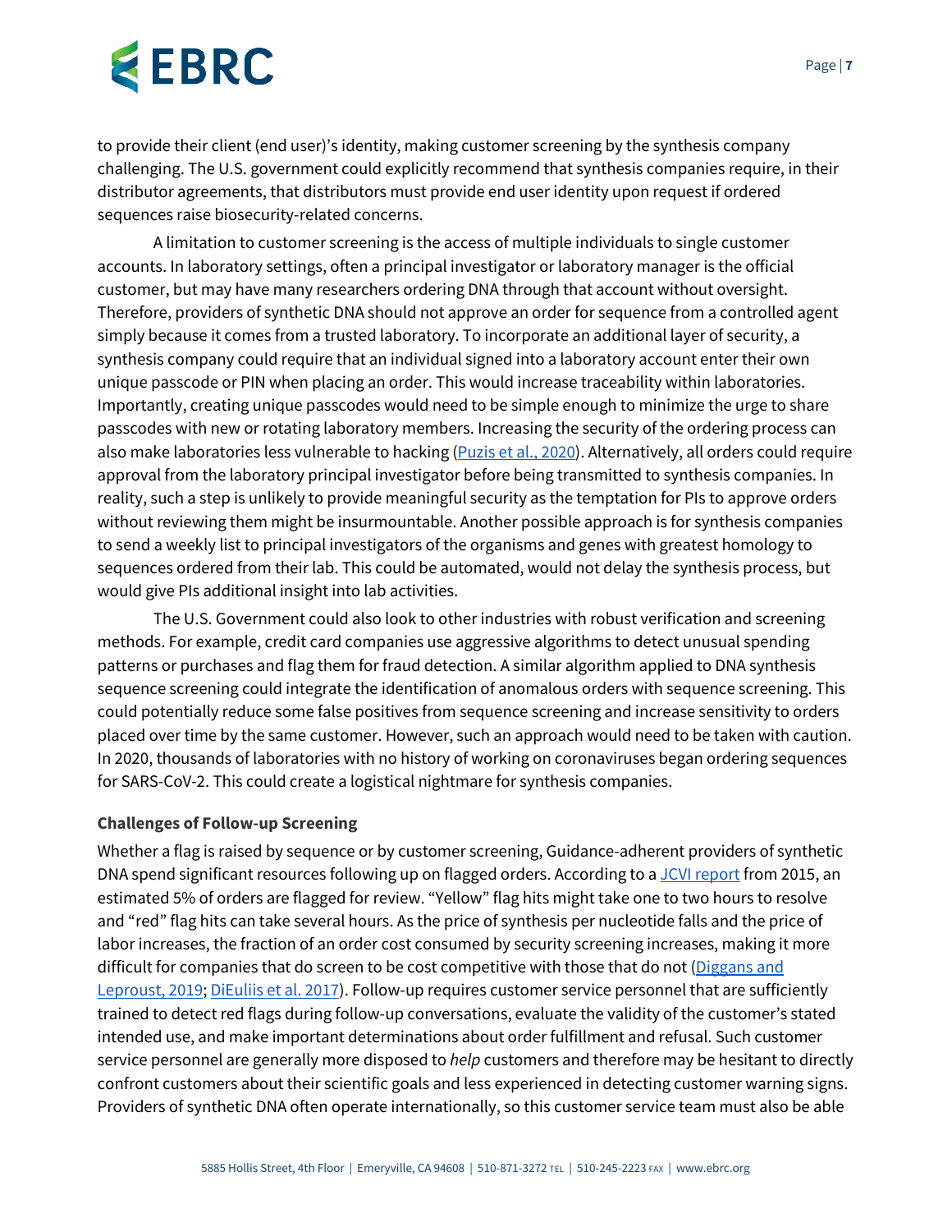to provide their client (end user)'s identity, making customer screening by the synthesis company challenging. The U.S. government could explicitly recommend that synthesis companies require, in their distributor agreements, that distributors must provide end user identity upon request if ordered sequences raise biosecurity-related concerns.

A limitation to customer screening is the access of multiple individuals to single customer accounts. In laboratory settings, often a principal investigator or laboratory manager is the official customer, but may have many researchers ordering DNA through that account without oversight. Therefore, providers of synthetic DNA should not approve an order for sequence from a controlled agent simply because it comes from a trusted laboratory. To incorporate an additional layer of security, a synthesis company could require that an individual signed into a laboratory account enter their own unique passcode or PIN when placing an order. This would increase traceability within laboratories. Importantly, creating unique passcodes would need to be simple enough to minimize the urge to share passcodes with new or rotating laboratory members. Increasing the security of the ordering process can also make laboratories less vulnerable to hacking (Puzis et al., 2020). Alternatively, all orders could require approval from the laboratory principal investigator before being transmitted to synthesis companies. In reality, such a step is unlikely to provide meaningful security as the temptation for PIs to approve orders without reviewing them might be insurmountable. Another possible approach is for synthesis companies to send a weekly list to principal investigators of the organisms and genes with greatest homology to sequences ordered from their lab. This could be automated, would not delay the synthesis process, but would give PIs additional insight into lab activities.

The U.S. Government could also look to other industries with robust verification and screening methods. For example, credit card companies use aggressive algorithms to detect unusual spending patterns or purchases and flag them for fraud detection. A similar algorithm applied to DNA synthesis sequence screening could integrate the identification of anomalous orders with sequence screening. This could potentially reduce some false positives from sequence screening and increase sensitivity to orders placed over time by the same customer. However, such an approach would need to be taken with caution. In 2020, thousands of laboratories with no history of working on coronaviruses began ordering sequences for SARS-CoV-2. This could create a logistical nightmare for synthesis companies.

### Challenges of Follow-up Screening

Whether a flag is raised by sequence or by customer screening, Guidance-adherent providers of synthetic DNA spend significant resources following up on flagged orders. According to a JCVI report from 2015, an estimated 5% of orders are flagged for review. "Yellow" flag hits might take one to two hours to resolve and "red" flag hits can take several hours. As the price of synthesis per nucleotide falls and the price of labor increases, the fraction of an order cost consumed by security screening increases, making it more difficult for companies that do screen to be cost competitive with those that do not (Diggans and Leproust, 2019; DiEuliis et al. 2017). Follow-up requires customer service personnel that are sufficiently trained to detect red flags during follow-up conversations, evaluate the validity of the customer's stated intended use, and make important determinations about order fulfillment and refusal. Such customer service personnel are generally more disposed to *help* customers and therefore may be hesitant to directly confront customers about their scientific goals and less experienced in detecting customer warning signs. Providers of synthetic DNA often operate internationally, so this customer service team must also be able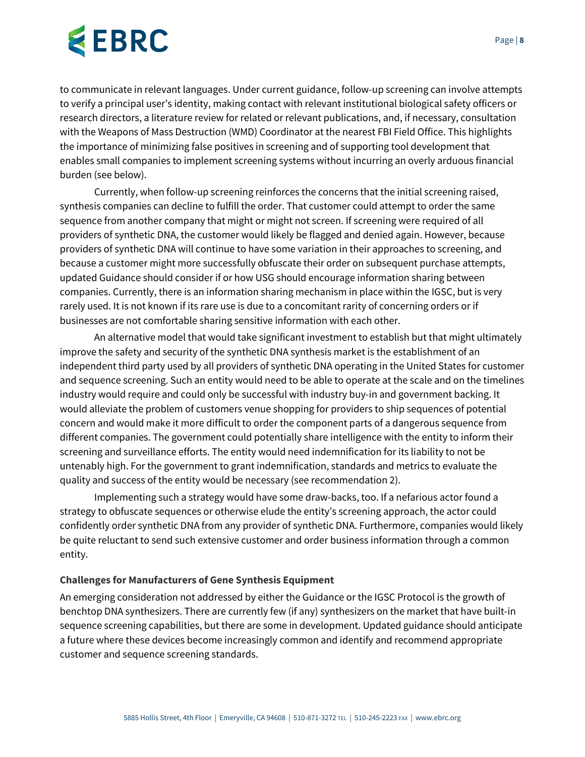to communicate in relevant languages. Under current guidance, follow-up screening can involve attempts to verify a principal user's identity, making contact with relevant institutional biological safety officers or research directors, a literature review for related or relevant publications, and, if necessary, consultation with the Weapons of Mass Destruction (WMD) Coordinator at the nearest FBI Field Office. This highlights the importance of minimizing false positives in screening and of supporting tool development that enables small companies to implement screening systems without incurring an overly arduous financial burden (see below).

Currently, when follow-up screening reinforces the concerns that the initial screening raised, synthesis companies can decline to fulfill the order. That customer could attempt to order the same sequence from another company that might or might not screen. If screening were required of all providers of synthetic DNA, the customer would likely be flagged and denied again. However, because providers of synthetic DNA will continue to have some variation in their approaches to screening, and because a customer might more successfully obfuscate their order on subsequent purchase attempts, updated Guidance should consider if or how USG should encourage information sharing between companies. Currently, there is an information sharing mechanism in place within the IGSC, but is very rarely used. It is not known if its rare use is due to a concomitant rarity of concerning orders or if businesses are not comfortable sharing sensitive information with each other.

An alternative model that would take significant investment to establish but that might ultimately improve the safety and security of the synthetic DNA synthesis market is the establishment of an independent third party used by all providers of synthetic DNA operating in the United States for customer and sequence screening. Such an entity would need to be able to operate at the scale and on the timelines industry would require and could only be successful with industry buy-in and government backing. It would alleviate the problem of customers venue shopping for providers to ship sequences of potential concern and would make it more difficult to order the component parts of a dangerous sequence from different companies. The government could potentially share intelligence with the entity to inform their screening and surveillance efforts. The entity would need indemnification for its liability to not be untenably high. For the government to grant indemnification, standards and metrics to evaluate the quality and success of the entity would be necessary (see recommendation 2).

Implementing such a strategy would have some draw-backs, too. If a nefarious actor found a strategy to obfuscate sequences or otherwise elude the entity's screening approach, the actor could confidently order synthetic DNA from any provider of synthetic DNA. Furthermore, companies would likely be quite reluctant to send such extensive customer and order business information through a common entity.

**Challenges for Manufacturers of Gene Synthesis Equipment**

An emerging consideration not addressed by either the Guidance or the IGSC Protocol is the growth of benchtop DNA synthesizers. There are currently few (if any) synthesizers on the market that have built-in sequence screening capabilities, but there are some in development. Updated guidance should anticipate a future where these devices become increasingly common and identify and recommend appropriate customer and sequence screening standards.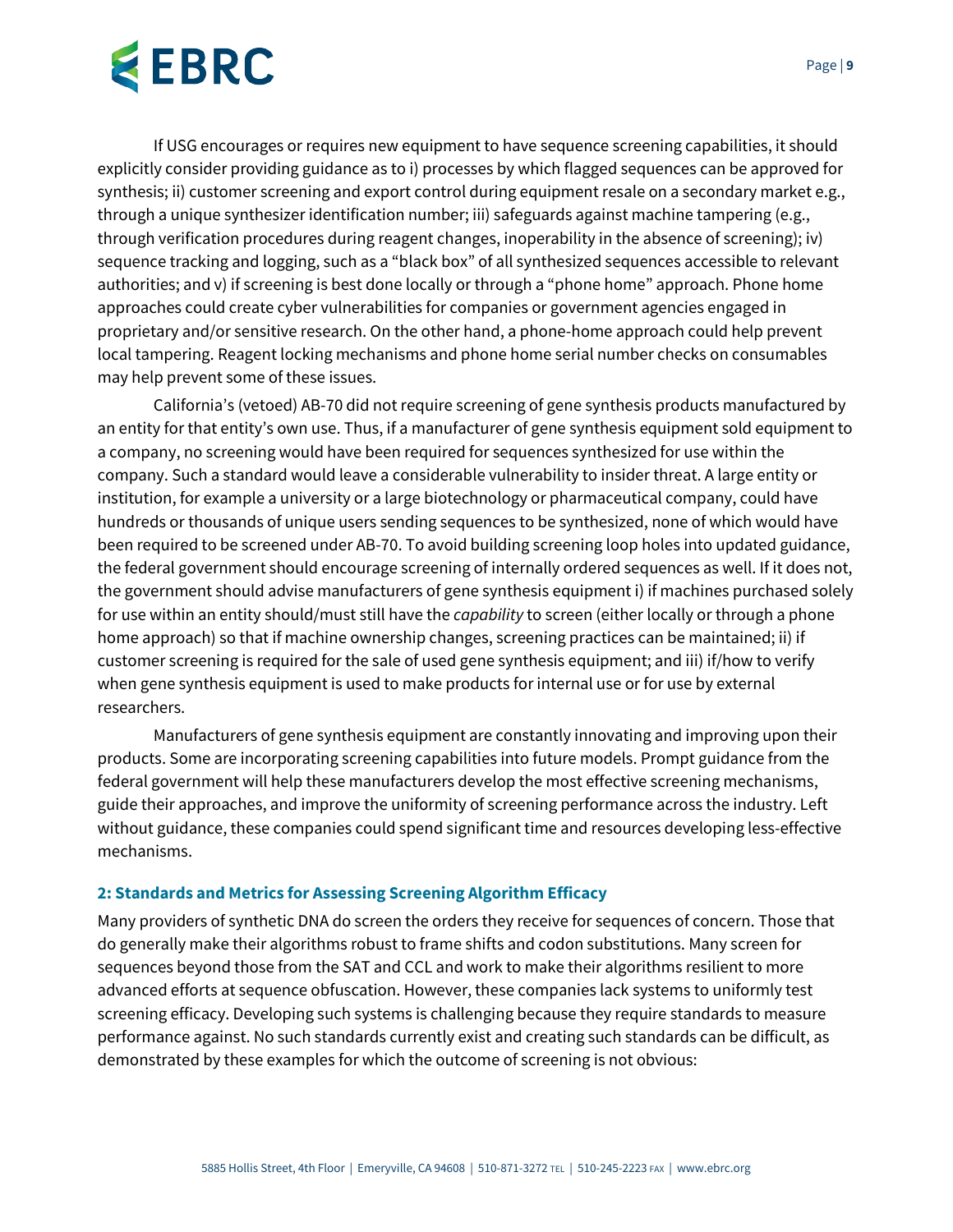If USG encourages or requires new equipment to have sequence screening capabilities, it should explicitly consider providing guidance as to i) processes by which flagged sequences can be approved for synthesis; ii) customer screening and export control during equipment resale on a secondary market e.g., through a unique synthesizer identification number; iii) safeguards against machine tampering (e.g., through verification procedures during reagent changes, inoperability in the absence of screening); iv) sequence tracking and logging, such as a "black box" of all synthesized sequences accessible to relevant authorities; and v) if screening is best done locally or through a "phone home" approach. Phone home approaches could create cyber vulnerabilities for companies or government agencies engaged in proprietary and/or sensitive research. On the other hand, a phone-home approach could help prevent local tampering. Reagent locking mechanisms and phone home serial number checks on consumables may help prevent some of these issues.

California's (vetoed) AB-70 did not require screening of gene synthesis products manufactured by an entity for that entity's own use. Thus, if a manufacturer of gene synthesis equipment sold equipment to a company, no screening would have been required for sequences synthesized for use within the company. Such a standard would leave a considerable vulnerability to insider threat. A large entity or institution, for example a university or a large biotechnology or pharmaceutical company, could have hundreds or thousands of unique users sending sequences to be synthesized, none of which would have been required to be screened under AB-70. To avoid building screening loop holes into updated guidance, the federal government should encourage screening of internally ordered sequences as well. If it does not, the government should advise manufacturers of gene synthesis equipment i) if machines purchased solely for use within an entity should/must still have the *capability* to screen (either locally or through a phone home approach) so that if machine ownership changes, screening practices can be maintained; ii) if customer screening is required for the sale of used gene synthesis equipment; and iii) if/how to verify when gene synthesis equipment is used to make products for internal use or for use by external researchers.

Manufacturers of gene synthesis equipment are constantly innovating and improving upon their products. Some are incorporating screening capabilities into future models. Prompt guidance from the federal government will help these manufacturers develop the most effective screening mechanisms, guide their approaches, and improve the uniformity of screening performance across the industry. Left without guidance, these companies could spend significant time and resources developing less-effective mechanisms.

### 2: Standards and Metrics for Assessing Screening Algorithm Efficacy

Many providers of synthetic DNA do screen the orders they receive for sequences of concern. Those that do generally make their algorithms robust to frame shifts and codon substitutions. Many screen for sequences beyond those from the SAT and CCL and work to make their algorithms resilient to more advanced efforts at sequence obfuscation. However, these companies lack systems to uniformly test screening efficacy. Developing such systems is challenging because they require standards to measure performance against. No such standards currently exist and creating such standards can be difficult, as demonstrated by these examples for which the outcome of screening is not obvious: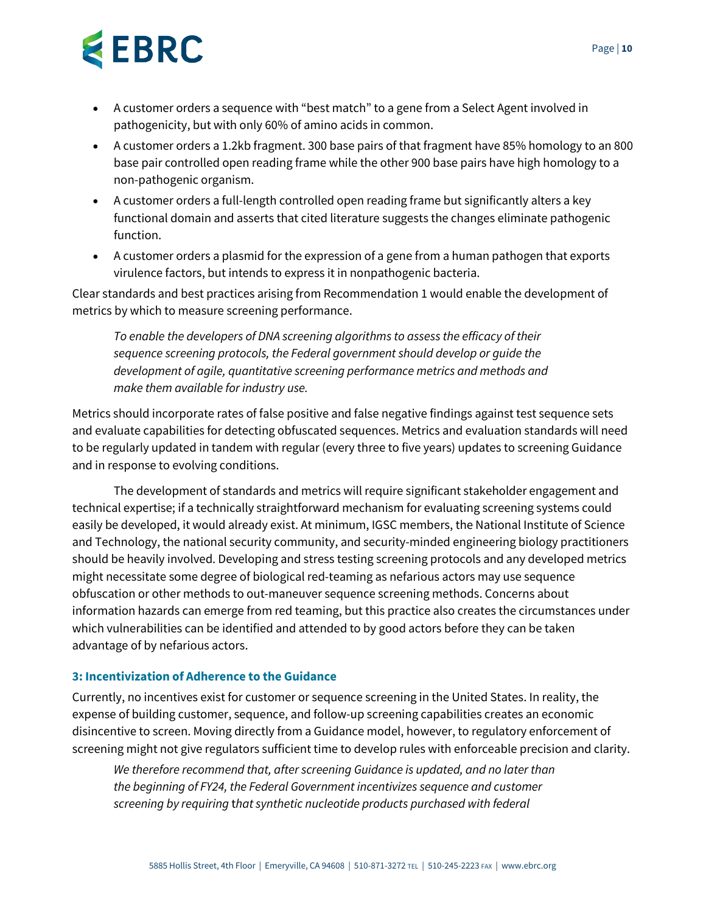- A customer orders a sequence with "best match" to a gene from a Select Agent involved in pathogenicity, but with only 60% of amino acids in common.
- A customer orders a 1.2kb fragment. 300 base pairs of that fragment have 85% homology to an 800 base pair controlled open reading frame while the other 900 base pairs have high homology to a non-pathogenic organism.
- A customer orders a full-length controlled open reading frame but significantly alters a key functional domain and asserts that cited literature suggests the changes eliminate pathogenic function.
- A customer orders a plasmid for the expression of a gene from a human pathogen that exports virulence factors, but intends to express it in nonpathogenic bacteria.

Clear standards and best practices arising from Recommendation 1 would enable the development of metrics by which to measure screening performance.

> *To enable the developers of DNA screening algorithms to assess the efficacy of their sequence screening protocols, the Federal government should develop or guide the development of agile, quantitative screening performance metrics and methods and make them available for industry use.*

Metrics should incorporate rates of false positive and false negative findings against test sequence sets and evaluate capabilities for detecting obfuscated sequences. Metrics and evaluation standards will need to be regularly updated in tandem with regular (every three to five years) updates to screening Guidance and in response to evolving conditions.

The development of standards and metrics will require significant stakeholder engagement and technical expertise; if a technically straightforward mechanism for evaluating screening systems could easily be developed, it would already exist. At minimum, IGSC members, the National Institute of Science and Technology, the national security community, and security-minded engineering biology practitioners should be heavily involved. Developing and stress testing screening protocols and any developed metrics might necessitate some degree of biological red-teaming as nefarious actors may use sequence obfuscation or other methods to out-maneuver sequence screening methods. Concerns about information hazards can emerge from red teaming, but this practice also creates the circumstances under which vulnerabilities can be identified and attended to by good actors before they can be taken advantage of by nefarious actors.

### 3: Incentivization of Adherence to the Guidance

Currently, no incentives exist for customer or sequence screening in the United States. In reality, the expense of building customer, sequence, and follow-up screening capabilities creates an economic disincentive to screen. Moving directly from a Guidance model, however, to regulatory enforcement of screening might not give regulators sufficient time to develop rules with enforceable precision and clarity.

> *We therefore recommend that, after screening Guidance is updated, and no later than the beginning of FY24, the Federal Government incentivizes sequence and customer screening by requiring that synthetic nucleotide products purchased with federal*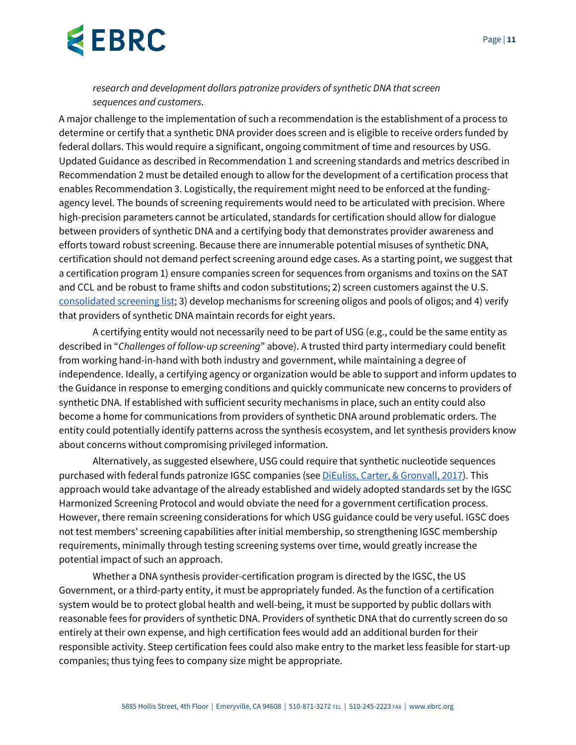*research and development dollars patronize providers of synthetic DNA that screen sequences and customers*.

A major challenge to the implementation of such a recommendation is the establishment of a process to determine or certify that a synthetic DNA provider does screen and is eligible to receive orders funded by federal dollars. This would require a significant, ongoing commitment of time and resources by USG. Updated Guidance as described in Recommendation 1 and screening standards and metrics described in Recommendation 2 must be detailed enough to allow for the development of a certification process that enables Recommendation 3. Logistically, the requirement might need to be enforced at the funding-agency level. The bounds of screening requirements would need to be articulated with precision. Where high-precision parameters cannot be articulated, standards for certification should allow for dialogue between providers of synthetic DNA and a certifying body that demonstrates provider awareness and efforts toward robust screening. Because there are innumerable potential misuses of synthetic DNA, certification should not demand perfect screening around edge cases. As a starting point, we suggest that a certification program 1) ensure companies screen for sequences from organisms and toxins on the SAT and CCL and be robust to frame shifts and codon substitutions; 2) screen customers against the U.S. consolidated screening list; 3) develop mechanisms for screening oligos and pools of oligos; and 4) verify that providers of synthetic DNA maintain records for eight years.

A certifying entity would not necessarily need to be part of USG (e.g., could be the same entity as described in "*Challenges of follow-up screening*" above). A trusted third party intermediary could benefit from working hand-in-hand with both industry and government, while maintaining a degree of independence. Ideally, a certifying agency or organization would be able to support and inform updates to the Guidance in response to emerging conditions and quickly communicate new concerns to providers of synthetic DNA. If established with sufficient security mechanisms in place, such an entity could also become a home for communications from providers of synthetic DNA around problematic orders. The entity could potentially identify patterns across the synthesis ecosystem, and let synthesis providers know about concerns without compromising privileged information.

Alternatively, as suggested elsewhere, USG could require that synthetic nucleotide sequences purchased with federal funds patronize IGSC companies (see DiEuliss, Carter, & Gronvall, 2017). This approach would take advantage of the already established and widely adopted standards set by the IGSC Harmonized Screening Protocol and would obviate the need for a government certification process. However, there remain screening considerations for which USG guidance could be very useful. IGSC does not test members' screening capabilities after initial membership, so strengthening IGSC membership requirements, minimally through testing screening systems over time, would greatly increase the potential impact of such an approach.

Whether a DNA synthesis provider-certification program is directed by the IGSC, the US Government, or a third-party entity, it must be appropriately funded. As the function of a certification system would be to protect global health and well-being, it must be supported by public dollars with reasonable fees for providers of synthetic DNA. Providers of synthetic DNA that do currently screen do so entirely at their own expense, and high certification fees would add an additional burden for their responsible activity. Steep certification fees could also make entry to the market less feasible for start-up companies; thus tying fees to company size might be appropriate.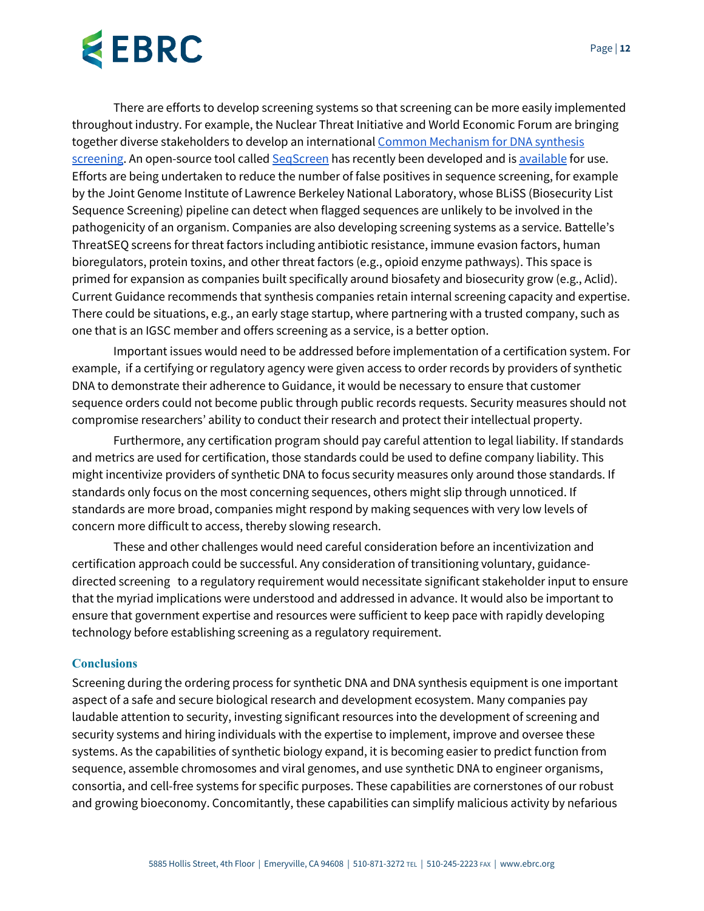There are efforts to develop screening systems so that screening can be more easily implemented throughout industry. For example, the Nuclear Threat Initiative and World Economic Forum are bringing together diverse stakeholders to develop an international Common Mechanism for DNA synthesis screening. An open-source tool called SeqScreen has recently been developed and is available for use. Efforts are being undertaken to reduce the number of false positives in sequence screening, for example by the Joint Genome Institute of Lawrence Berkeley National Laboratory, whose BLiSS (Biosecurity List Sequence Screening) pipeline can detect when flagged sequences are unlikely to be involved in the pathogenicity of an organism. Companies are also developing screening systems as a service. Battelle's ThreatSEQ screens for threat factors including antibiotic resistance, immune evasion factors, human bioregulators, protein toxins, and other threat factors (e.g., opioid enzyme pathways). This space is primed for expansion as companies built specifically around biosafety and biosecurity grow (e.g., Aclid). Current Guidance recommends that synthesis companies retain internal screening capacity and expertise. There could be situations, e.g., an early stage startup, where partnering with a trusted company, such as one that is an IGSC member and offers screening as a service, is a better option.

Important issues would need to be addressed before implementation of a certification system. For example, if a certifying or regulatory agency were given access to order records by providers of synthetic DNA to demonstrate their adherence to Guidance, it would be necessary to ensure that customer sequence orders could not become public through public records requests. Security measures should not compromise researchers' ability to conduct their research and protect their intellectual property.

Furthermore, any certification program should pay careful attention to legal liability. If standards and metrics are used for certification, those standards could be used to define company liability. This might incentivize providers of synthetic DNA to focus security measures only around those standards. If standards only focus on the most concerning sequences, others might slip through unnoticed. If standards are more broad, companies might respond by making sequences with very low levels of concern more difficult to access, thereby slowing research.

These and other challenges would need careful consideration before an incentivization and certification approach could be successful. Any consideration of transitioning voluntary, guidance-directed screening to a regulatory requirement would necessitate significant stakeholder input to ensure that the myriad implications were understood and addressed in advance. It would also be important to ensure that government expertise and resources were sufficient to keep pace with rapidly developing technology before establishing screening as a regulatory requirement.

## Conclusions

Screening during the ordering process for synthetic DNA and DNA synthesis equipment is one important aspect of a safe and secure biological research and development ecosystem. Many companies pay laudable attention to security, investing significant resources into the development of screening and security systems and hiring individuals with the expertise to implement, improve and oversee these systems. As the capabilities of synthetic biology expand, it is becoming easier to predict function from sequence, assemble chromosomes and viral genomes, and use synthetic DNA to engineer organisms, consortia, and cell-free systems for specific purposes. These capabilities are cornerstones of our robust and growing bioeconomy. Concomitantly, these capabilities can simplify malicious activity by nefarious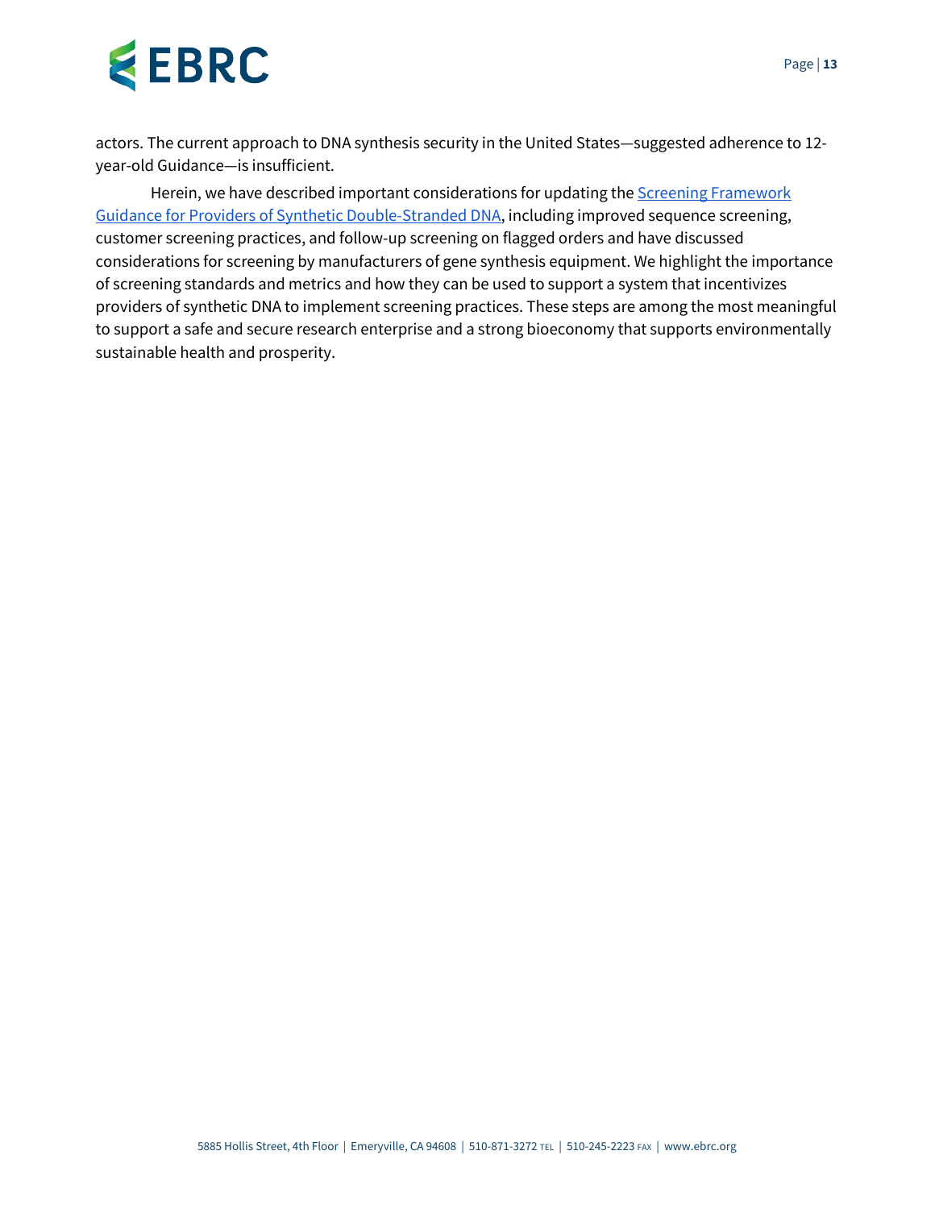actors. The current approach to DNA synthesis security in the United States—suggested adherence to 12-year-old Guidance—is insufficient.

Herein, we have described important considerations for updating the [Screening Framework Guidance for Providers of Synthetic Double-Stranded DNA](), including improved sequence screening, customer screening practices, and follow-up screening on flagged orders and have discussed considerations for screening by manufacturers of gene synthesis equipment. We highlight the importance of screening standards and metrics and how they can be used to support a system that incentivizes providers of synthetic DNA to implement screening practices. These steps are among the most meaningful to support a safe and secure research enterprise and a strong bioeconomy that supports environmentally sustainable health and prosperity.